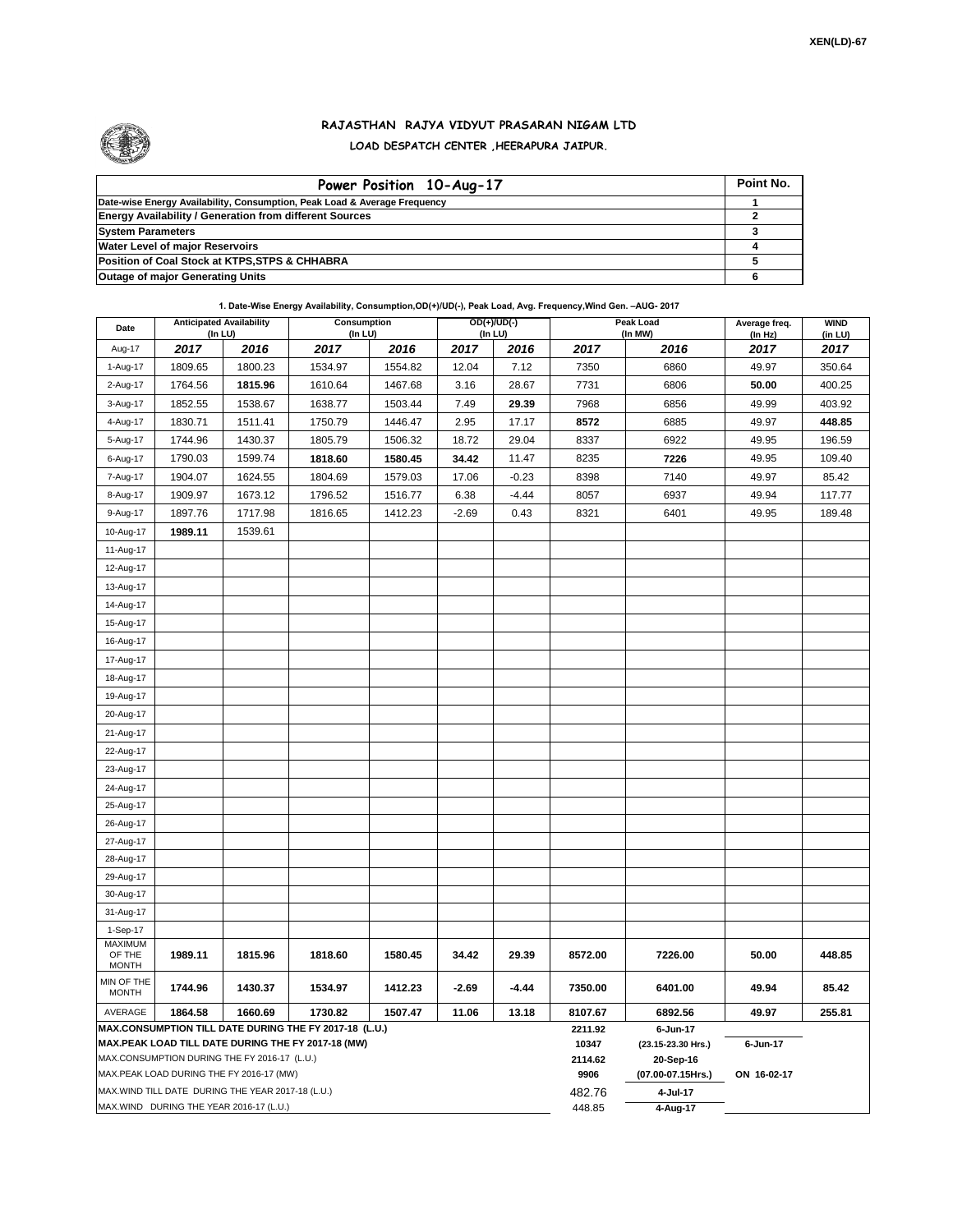XEN(LD)-67

# RAJASTHAN RAJYA VIDYUT PRASARAN NIGAM LTD

## LOAD DESPATCH CENTER ,HEERAPURA JAIPUR.

| Power Position 10-Aug-17 | Point No. |
|---|---|
| Date-wise Energy Availability, Consumption, Peak Load & Average Frequency | 1 |
| Energy Availability / Generation from different Sources | 2 |
| System Parameters | 3 |
| Water Level of major Reservoirs | 4 |
| Position of Coal Stock at KTPS,STPS & CHHABRA | 5 |
| Outage of major Generating Units | 6 |

**1. Date-Wise Energy Availability, Consumption,OD(+)/UD(-), Peak Load, Avg. Frequency,Wind Gen. –AUG- 2017**

| Date | Anticipated Availability (In LU) | | Consumption (In LU) | | OD(+)/UD(-) (In LU) | | Peak Load (In MW) | | Average freq. (In Hz) | WIND (in LU) |
|---|---|---|---|---|---|---|---|---|---|---|
| Aug-17 | 2017 | 2016 | 2017 | 2016 | 2017 | 2016 | 2017 | 2016 | 2017 | 2017 |
| 1-Aug-17 | 1809.65 | 1800.23 | 1534.97 | 1554.82 | 12.04 | 7.12 | 7350 | 6860 | 49.97 | 350.64 |
| 2-Aug-17 | 1764.56 | 1815.96 | 1610.64 | 1467.68 | 3.16 | 28.67 | 7731 | 6806 | 50.00 | 400.25 |
| 3-Aug-17 | 1852.55 | 1538.67 | 1638.77 | 1503.44 | 7.49 | 29.39 | 7968 | 6856 | 49.99 | 403.92 |
| 4-Aug-17 | 1830.71 | 1511.41 | 1750.79 | 1446.47 | 2.95 | 17.17 | 8572 | 6885 | 49.97 | 448.85 |
| 5-Aug-17 | 1744.96 | 1430.37 | 1805.79 | 1506.32 | 18.72 | 29.04 | 8337 | 6922 | 49.95 | 196.59 |
| 6-Aug-17 | 1790.03 | 1599.74 | 1818.60 | 1580.45 | 34.42 | 11.47 | 8235 | 7226 | 49.95 | 109.40 |
| 7-Aug-17 | 1904.07 | 1624.55 | 1804.69 | 1579.03 | 17.06 | -0.23 | 8398 | 7140 | 49.97 | 85.42 |
| 8-Aug-17 | 1909.97 | 1673.12 | 1796.52 | 1516.77 | 6.38 | -4.44 | 8057 | 6937 | 49.94 | 117.77 |
| 9-Aug-17 | 1897.76 | 1717.98 | 1816.65 | 1412.23 | -2.69 | 0.43 | 8321 | 6401 | 49.95 | 189.48 |
| 10-Aug-17 | 1989.11 | 1539.61 | | | | | | | | |
| 11-Aug-17 | | | | | | | | | | |
| 12-Aug-17 | | | | | | | | | | |
| 13-Aug-17 | | | | | | | | | | |
| 14-Aug-17 | | | | | | | | | | |
| 15-Aug-17 | | | | | | | | | | |
| 16-Aug-17 | | | | | | | | | | |
| 17-Aug-17 | | | | | | | | | | |
| 18-Aug-17 | | | | | | | | | | |
| 19-Aug-17 | | | | | | | | | | |
| 20-Aug-17 | | | | | | | | | | |
| 21-Aug-17 | | | | | | | | | | |
| 22-Aug-17 | | | | | | | | | | |
| 23-Aug-17 | | | | | | | | | | |
| 24-Aug-17 | | | | | | | | | | |
| 25-Aug-17 | | | | | | | | | | |
| 26-Aug-17 | | | | | | | | | | |
| 27-Aug-17 | | | | | | | | | | |
| 28-Aug-17 | | | | | | | | | | |
| 29-Aug-17 | | | | | | | | | | |
| 30-Aug-17 | | | | | | | | | | |
| 31-Aug-17 | | | | | | | | | | |
| 1-Sep-17 | | | | | | | | | | |
| MAXIMUM OF THE MONTH | 1989.11 | 1815.96 | 1818.60 | 1580.45 | 34.42 | 29.39 | 8572.00 | 7226.00 | 50.00 | 448.85 |
| MIN OF THE MONTH | 1744.96 | 1430.37 | 1534.97 | 1412.23 | -2.69 | -4.44 | 7350.00 | 6401.00 | 49.94 | 85.42 |
| AVERAGE | 1864.58 | 1660.69 | 1730.82 | 1507.47 | 11.06 | 13.18 | 8107.67 | 6892.56 | 49.97 | 255.81 |
| MAX.CONSUMPTION TILL DATE DURING THE FY 2017-18 (L.U.) | | | | | | | 2211.92 | 6-Jun-17 | | |
| MAX.PEAK LOAD TILL DATE DURING THE FY 2017-18 (MW) | | | | | | | 10347 | (23.15-23.30 Hrs.) | 6-Jun-17 | |
| MAX.CONSUMPTION DURING THE FY 2016-17 (L.U.) | | | | | | | 2114.62 | 20-Sep-16 | | |
| MAX.PEAK LOAD DURING THE FY 2016-17 (MW) | | | | | | | 9906 | (07.00-07.15Hrs.) | ON 16-02-17 | |
| MAX.WIND TILL DATE DURING THE YEAR 2017-18 (L.U.) | | | | | | | 482.76 | 4-Jul-17 | | |
| MAX.WIND DURING THE YEAR 2016-17 (L.U.) | | | | | | | 448.85 | 4-Aug-17 | | |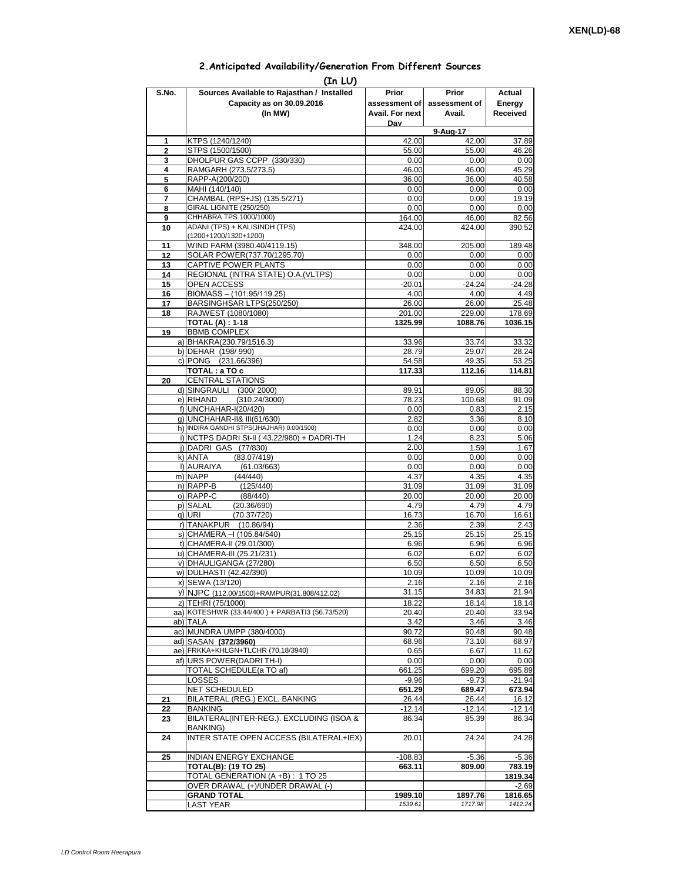XEN(LD)-68

## 2.Anticipated Availability/Generation From Different Sources

(In LU)

| S.No. | Sources Available to Rajasthan / Installed Capacity as on 30.09.2016 (In MW) | Prior assessment of Avail. For next Day | Prior assessment of Avail. | Actual Energy Received |
|---|---|---|---|---|
| | | | 9-Aug-17 | |
| 1 | KTPS (1240/1240) | 42.00 | 42.00 | 37.89 |
| 2 | STPS (1500/1500) | 55.00 | 55.00 | 46.26 |
| 3 | DHOLPUR GAS CCPP (330/330) | 0.00 | 0.00 | 0.00 |
| 4 | RAMGARH (273.5/273.5) | 46.00 | 46.00 | 45.29 |
| 5 | RAPP-A(200/200) | 36.00 | 36.00 | 40.58 |
| 6 | MAHI (140/140) | 0.00 | 0.00 | 0.00 |
| 7 | CHAMBAL (RPS+JS) (135.5/271) | 0.00 | 0.00 | 19.19 |
| 8 | GIRAL LIGNITE (250/250) | 0.00 | 0.00 | 0.00 |
| 9 | CHHABRA TPS 1000/1000) | 164.00 | 46.00 | 82.56 |
| 10 | ADANI (TPS) + KALISINDH (TPS) (1200+1200/1320+1200) | 424.00 | 424.00 | 390.52 |
| 11 | WIND FARM (3980.40/4119.15) | 348.00 | 205.00 | 189.48 |
| 12 | SOLAR POWER(737.70/1295.70) | 0.00 | 0.00 | 0.00 |
| 13 | CAPTIVE POWER PLANTS | 0.00 | 0.00 | 0.00 |
| 14 | REGIONAL (INTRA STATE) O.A.(VLTPS) | 0.00 | 0.00 | 0.00 |
| 15 | OPEN ACCESS | -20.01 | -24.24 | -24.28 |
| 16 | BIOMASS – (101.95/119.25) | 4.00 | 4.00 | 4.49 |
| 17 | BARSINGHSAR LTPS(250/250) | 26.00 | 26.00 | 25.48 |
| 18 | RAJWEST (1080/1080) | 201.00 | 229.00 | 178.69 |
| | **TOTAL (A) : 1-18** | **1325.99** | **1088.76** | **1036.15** |
| 19 | BBMB COMPLEX | | | |
| | a) BHAKRA(230.79/1516.3) | 33.96 | 33.74 | 33.32 |
| | b) DEHAR (198/ 990) | 28.79 | 29.07 | 28.24 |
| | c) PONG (231.66/396) | 54.58 | 49.35 | 53.25 |
| | **TOTAL : a TO c** | **117.33** | **112.16** | **114.81** |
| 20 | CENTRAL STATIONS | | | |
| | d) SINGRAULI (300/ 2000) | 89.91 | 89.05 | 88.30 |
| | e) RIHAND (310.24/3000) | 78.23 | 100.68 | 91.09 |
| | f) UNCHAHAR-I(20/420) | 0.00 | 0.83 | 2.15 |
| | g) UNCHAHAR-II& III(61/630) | 2.82 | 3.36 | 8.10 |
| | h) INDIRA GANDHI STPS(JHAJHAR) 0.00/1500) | 0.00 | 0.00 | 0.00 |
| | i) NCTPS DADRI St-II ( 43.22/980) + DADRI-TH | 1.24 | 8.23 | 5.06 |
| | j) DADRI GAS (77/830) | 2.00 | 1.59 | 1.67 |
| | k) ANTA (83.07/419) | 0.00 | 0.00 | 0.00 |
| | l) AURAIYA (61.03/663) | 0.00 | 0.00 | 0.00 |
| | m) NAPP (44/440) | 4.37 | 4.35 | 4.35 |
| | n) RAPP-B (125/440) | 31.09 | 31.09 | 31.09 |
| | o) RAPP-C (88/440) | 20.00 | 20.00 | 20.00 |
| | p) SALAL (20.36/690) | 4.79 | 4.79 | 4.79 |
| | q) URI (70.37/720) | 16.73 | 16.70 | 16.61 |
| | r) TANAKPUR (10.86/94) | 2.36 | 2.39 | 2.43 |
| | s) CHAMERA –I (105.84/540) | 25.15 | 25.15 | 25.15 |
| | t) CHAMERA-II (29.01/300) | 6.96 | 6.96 | 6.96 |
| | u) CHAMERA-III (25.21/231) | 6.02 | 6.02 | 6.02 |
| | v) DHAULIGANGA (27/280) | 6.50 | 6.50 | 6.50 |
| | w) DULHASTI (42.42/390) | 10.09 | 10.09 | 10.09 |
| | x) SEWA (13/120) | 2.16 | 2.16 | 2.16 |
| | y) NJPC (112.00/1500)+RAMPUR(31.808/412.02) | 31.15 | 34.83 | 21.94 |
| | z) TEHRI (75/1000) | 18.22 | 18.14 | 18.14 |
| | aa) KOTESHWR (33.44/400 ) + PARBATI3 (56.73/520) | 20.40 | 20.40 | 33.94 |
| | ab) TALA | 3.42 | 3.46 | 3.46 |
| | ac) MUNDRA UMPP (380/4000) | 90.72 | 90.48 | 90.48 |
| | ad) SASAN **(372/3960)** | 68.96 | 73.10 | 68.97 |
| | ae) FRKKA+KHLGN+TLCHR (70.18/3940) | 0.65 | 6.67 | 11.62 |
| | af) URS POWER(DADRI TH-I) | 0.00 | 0.00 | 0.00 |
| | TOTAL SCHEDULE(a TO af) | 661.25 | 699.20 | 695.89 |
| | LOSSES | -9.96 | -9.73 | -21.94 |
| | NET SCHEDULED | **651.29** | **689.47** | **673.94** |
| 21 | BILATERAL (REG.) EXCL. BANKING | 26.44 | 26.44 | 16.12 |
| 22 | BANKING | -12.14 | -12.14 | -12.14 |
| 23 | BILATERAL(INTER-REG.). EXCLUDING (ISOA & BANKING) | 86.34 | 85.39 | 86.34 |
| 24 | INTER STATE OPEN ACCESS (BILATERAL+IEX) | 20.01 | 24.24 | 24.28 |
| 25 | INDIAN ENERGY EXCHANGE | -108.83 | -5.36 | -5.36 |
| | **TOTAL(B): (19 TO 25)** | **663.11** | **809.00** | **783.19** |
| | TOTAL GENERATION (A +B) : 1 TO 25 | | | **1819.34** |
| | OVER DRAWAL (+)/UNDER DRAWAL (-) | | | -2.69 |
| | **GRAND TOTAL** | **1989.10** | **1897.76** | **1816.65** |
| | LAST YEAR | *1539.61* | *1717.98* | *1412.24* |

*LD Control Room Heerapura*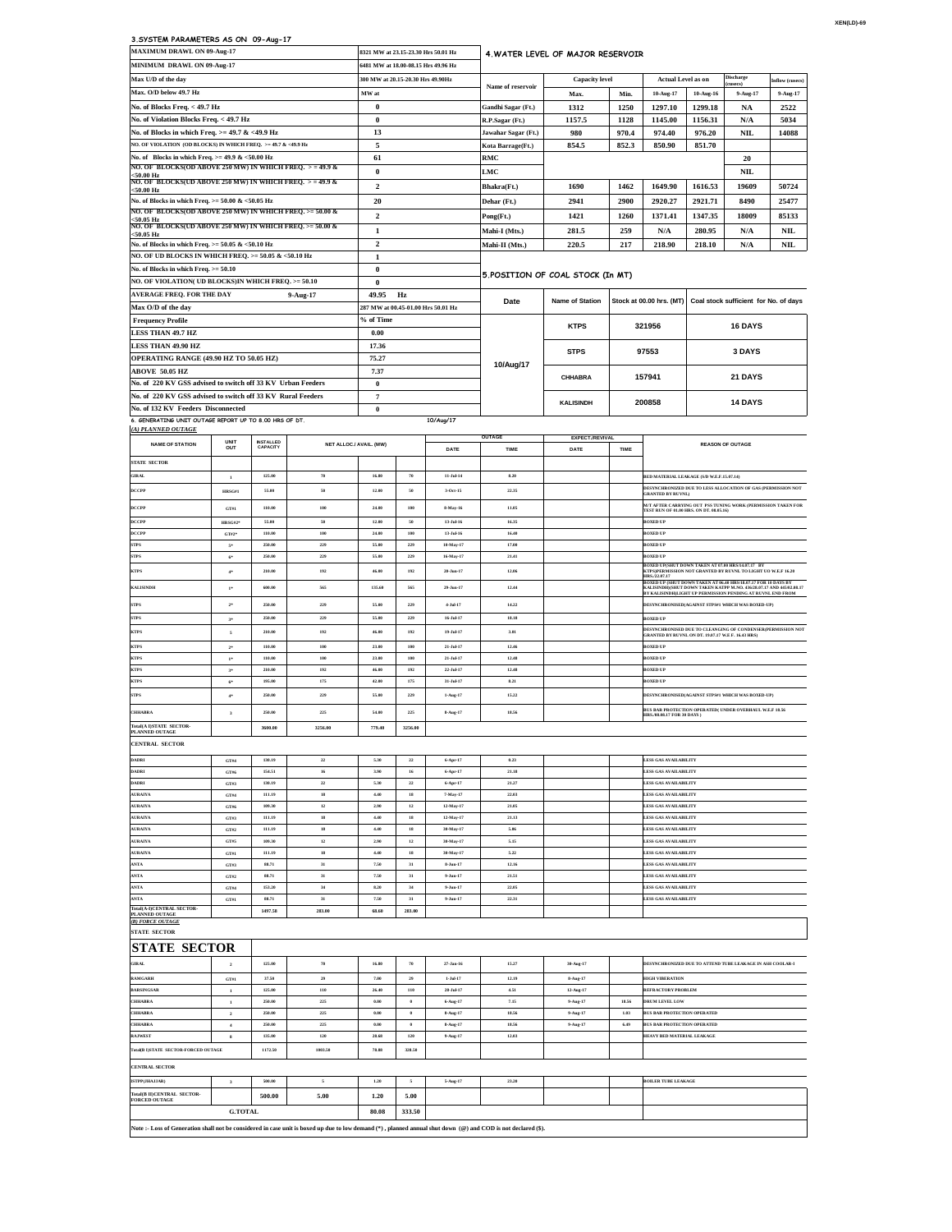### 3.SYSTEM PARAMETERS AS ON 09-Aug-17

| | | |
|---|---|---|
| MAXIMUM DRAWL ON 09-Aug-17 | | 8321 MW at 23.15-23.30 Hrs 50.01 Hz |
| MINIMUM DRAWL ON 09-Aug-17 | | 6481 MW at 18.00-08.15 Hrs 49.96 Hz |
| Max U/D of the day | | 300 MW at 20.15-20.30 Hrs 49.90Hz |
| Max. O/D below 49.7 Hz | | MW at |
| No. of Blocks Freq. < 49.7 Hz | | 0 |
| No. of Violation Blocks Freq. < 49.7 Hz | | 0 |
| No. of Blocks in which Freq. >= 49.7 & <49.9 Hz | | 13 |
| NO. OF VIOLATION (OD BLOCKS) IN WHICH FREQ. >= 49.7 & <49.9 Hz | | 5 |
| No. of Blocks in which Freq. >= 49.9 & <50.00 Hz | | 61 |
| NO. OF BLOCKS(OD ABOVE 250 MW) IN WHICH FREQ. >= 49.9 & <50.00 Hz | | 0 |
| NO. OF BLOCKS(UD ABOVE 250 MW) IN WHICH FREQ. >= 49.9 & <50.00 Hz | | 2 |
| No. of Blocks in which Freq. >= 50.00 & <50.05 Hz | | 20 |
| NO. OF BLOCKS(OD ABOVE 250 MW) IN WHICH FREQ. >= 50.00 & <50.05 Hz | | 2 |
| NO. OF BLOCKS(UD ABOVE 250 MW) IN WHICH FREQ. >= 50.00 & <50.05 Hz | | 1 |
| No. of Blocks in which Freq. >= 50.05 & <50.10 Hz | | 2 |
| NO. OF UD BLOCKS IN WHICH FREQ. >= 50.05 & <50.10 Hz | | 1 |
| No. of Blocks in which Freq. >= 50.10 | | 0 |
| NO. OF VIOLATION( UD BLOCKS)IN WHICH FREQ. >= 50.10 | | 0 |
| AVERAGE FREQ. FOR THE DAY | 9-Aug-17 | 49.95 Hz |
| Max O/D of the day | | 287 MW at 00.45-01.00 Hrs 50.01 Hz |
| Frequency Profile | | % of Time |
| LESS THAN 49.7 HZ | | 0.00 |
| LESS THAN 49.90 HZ | | 17.36 |
| OPERATING RANGE (49.90 HZ TO 50.05 HZ) | | 75.27 |
| ABOVE 50.05 HZ | | 7.37 |
| No. of 220 KV GSS advised to switch off 33 KV Urban Feeders | | 0 |
| No. of 220 KV GSS advised to switch off 33 KV Rural Feeders | | 7 |
| No. of 132 KV Feeders Disconnected | | 0 |

### 4.WATER LEVEL OF MAJOR RESERVOIR

| Name of reservoir | Capacity level | | Actual Level as on | | Discharge (cusecs) | Inflow (cusecs) |
|---|---|---|---|---|---|---|
| | Max. | Min. | 10-Aug-17 | 10-Aug-16 | 9-Aug-17 | 9-Aug-17 |
| Gandhi Sagar (Ft.) | 1312 | 1250 | 1297.10 | 1299.18 | NA | 2522 |
| R.P.Sagar (Ft.) | 1157.5 | 1128 | 1145.00 | 1156.31 | N/A | 5034 |
| Jawahar Sagar (Ft.) | 980 | 970.4 | 974.40 | 976.20 | NIL | 14088 |
| Kota Barrage(Ft.) | 854.5 | 852.3 | 850.90 | 851.70 | | |
| RMC | | | | | 20 | |
| LMC | | | | | NIL | |
| Bhakra(Ft.) | 1690 | 1462 | 1649.90 | 1616.53 | 19609 | 50724 |
| Dehar (Ft.) | 2941 | 2900 | 2920.27 | 2921.71 | 8490 | 25477 |
| Pong(Ft.) | 1421 | 1260 | 1371.41 | 1347.35 | 18009 | 85133 |
| Mahi-I (Mts.) | 281.5 | 259 | N/A | 280.95 | N/A | NIL |
| Mahi-II (Mts.) | 220.5 | 217 | 218.90 | 218.10 | N/A | NIL |

### 5.POSITION OF COAL STOCK (In MT)

| Date | Name of Station | Stock at 00.00 hrs. (MT) | Coal stock sufficient for No. of days |
|---|---|---|---|
| 10/Aug/17 | KTPS | 321956 | 16 DAYS |
| | STPS | 97553 | 3 DAYS |
| | CHHABRA | 157941 | 21 DAYS |
| | KALISINDH | 200858 | 14 DAYS |

### 6. GENERATING UNIT OUTAGE REPORT UP TO 8.00 HRS OF DT. 10/Aug/17

*(A) PLANNED OUTAGE*

| NAME OF STATION | UNIT OUT | INSTALLED CAPACITY | NET ALLOC./ AVAIL. (MW) | | | OUTAGE DATE | OUTAGE TIME | EXPECT./REVIVAL DATE | EXPECT./REVIVAL TIME | REASON OF OUTAGE |
|---|---|---|---|---|---|---|---|---|---|---|
| **STATE SECTOR** | | | | | | | | | | |
| GIRAL | 1 | 125.00 | 70 | 16.80 | 70 | 11-Jul-14 | 8.20 | | | BED MATERIAL LEAKAGE (S/D W.E.F.15.07.14) |
| DCCPP | HRSG#1 | 55.00 | 50 | 12.00 | 50 | 3-Oct-15 | 22.35 | | | DESYNCHRONIZED DUE TO LESS ALLOCATION OF GAS (PERMISSION NOT GRANTED BY RUVNL) |
| DCCPP | GT#1 | 110.00 | 100 | 24.00 | 100 | 8-May-16 | 11.05 | | | M/T AFTER CARRYING OUT PSS TUNING WORK (PERMISSION TAKEN FOR TEST RUN OF 01.00 HRS. ON DT. 08.05.16) |
| DCCPP | HRSG#2* | 55.00 | 50 | 12.00 | 50 | 13-Jul-16 | 16.35 | | | BOXED UP |
| DCCPP | GT#2* | 110.00 | 100 | 24.00 | 100 | 13-Jul-16 | 16.40 | | | BOXED UP |
| STPS | 5* | 250.00 | 229 | 55.00 | 229 | 10-May-17 | 17.00 | | | BOXED UP |
| STPS | 6* | 250.00 | 229 | 55.00 | 229 | 16-May-17 | 21.41 | | | BOXED UP |
| KTPS | 4* | 210.00 | 192 | 46.00 | 192 | 20-Jun-17 | 12.06 | | | BOXED UP(SHUT DOWN TAKEN AT 07.00 HRS/14.07.17 BY KTPS(PERMISSION NOT GRANTED BY RUVNL TO LIGHT UO W.E.F 16.20 HRS./22.07.17 |
| KALISINDH | 1* | 600.00 | 565 | 135.60 | 565 | 29-Jun-17 | 12.44 | | | BOXED UP (SHUT DOWN TAKEN AT 06.40 HRS/18.07.17 FOR 10 DAYS BY KALISINDH(SHUT DOWN TAKEN KATPP M.NO. 436/28.07.17 AND 445/02.08.17 BY KALISINDH(LIGHT UP PERMISSION PENDING AT RUVNL END FROM |
| STPS | 2* | 250.00 | 229 | 55.00 | 229 | 4-Jul-17 | 14.22 | | | DESYNCHRONISED(AGAINST STPS#1 WHICH WAS BOXED-UP) |
| STPS | 3* | 250.00 | 229 | 55.00 | 229 | 16-Jul-17 | 18.18 | | | BOXED UP |
| KTPS | 5 | 210.00 | 192 | 46.00 | 192 | 19-Jul-17 | 3.01 | | | DESYNCHRONISED DUE TO CLEANGING OF CONDENSER(PERMISSION NOT GRANTED BY RUVNL ON DT. 19.07.17 W.E.F. 16.43 HRS) |
| KTPS | 2* | 110.00 | 100 | 23.00 | 100 | 21-Jul-17 | 12.46 | | | BOXED UP |
| KTPS | 1* | 110.00 | 100 | 23.00 | 100 | 21-Jul-17 | 12.48 | | | BOXED UP |
| KTPS | 3* | 210.00 | 192 | 46.00 | 192 | 22-Jul-17 | 12.48 | | | BOXED UP |
| KTPS | 6* | 195.00 | 175 | 42.00 | 175 | 31-Jul-17 | 8.21 | | | BOXED UP |
| STPS | 4* | 250.00 | 229 | 55.00 | 229 | 1-Aug-17 | 15.22 | | | DESYNCHRONISED(AGAINST STPS#1 WHICH WAS BOXED-UP) |
| CHHABRA | 3 | 250.00 | 225 | 54.00 | 225 | 8-Aug-17 | 18.56 | | | BUS BAR PROTECTION OPERATED( UNDER OVERHAUL W.E.F 18.56 HRS./08.08.17 FOR 30 DAYS ) |
| Total(A I)STATE SECTOR-PLANNED OUTAGE | | 3600.00 | 3256.00 | 779.40 | 3256.00 | | | | | |
| **CENTRAL SECTOR** | | | | | | | | | | |
| DADRI | GT#4 | 130.19 | 22 | 5.30 | 22 | 6-Apr-17 | 8.23 | | | LESS GAS AVAILABILITY |
| DADRI | GT#6 | 154.51 | 16 | 3.90 | 16 | 6-Apr-17 | 21.18 | | | LESS GAS AVAILABILITY |
| DADRI | GT#3 | 130.19 | 22 | 5.30 | 22 | 6-Apr-17 | 21.27 | | | LESS GAS AVAILABILITY |
| AURAIYA | GT#4 | 111.19 | 18 | 4.40 | 18 | 7-May-17 | 22.03 | | | LESS GAS AVAILABILITY |
| AURAIYA | GT#6 | 109.30 | 12 | 2.90 | 12 | 12-May-17 | 21.05 | | | LESS GAS AVAILABILITY |
| AURAIYA | GT#3 | 111.19 | 18 | 4.40 | 18 | 12-May-17 | 21.13 | | | LESS GAS AVAILABILITY |
| AURAIYA | GT#2 | 111.19 | 18 | 4.40 | 18 | 30-May-17 | 5.06 | | | LESS GAS AVAILABILITY |
| AURAIYA | GT#5 | 109.30 | 12 | 2.90 | 12 | 30-May-17 | 5.15 | | | LESS GAS AVAILABILITY |
| AURAIYA | GT#1 | 111.19 | 18 | 4.40 | 18 | 30-May-17 | 5.22 | | | LESS GAS AVAILABILITY |
| ANTA | GT#3 | 88.71 | 31 | 7.50 | 31 | 8-Jun-17 | 12.16 | | | LESS GAS AVAILABILITY |
| ANTA | GT#2 | 88.71 | 31 | 7.50 | 31 | 9-Jun-17 | 21.51 | | | LESS GAS AVAILABILITY |
| ANTA | GT#4 | 153.20 | 34 | 8.20 | 34 | 9-Jun-17 | 22.05 | | | LESS GAS AVAILABILITY |
| ANTA | GT#1 | 88.71 | 31 | 7.50 | 31 | 9-Jun-17 | 22.31 | | | LESS GAS AVAILABILITY |
| Total(A-I)CENTRAL SECTOR-PLANNED OUTAGE | | 1497.58 | 283.00 | 68.60 | 283.00 | | | | | |

*(B) FORCE OUTAGE*

| NAME OF STATION | UNIT OUT | INSTALLED CAPACITY | NET ALLOC./ AVAIL. (MW) | | | OUTAGE DATE | OUTAGE TIME | EXPECT./REVIVAL DATE | EXPECT./REVIVAL TIME | REASON OF OUTAGE |
|---|---|---|---|---|---|---|---|---|---|---|
| **STATE SECTOR** | | | | | | | | | | |
| GIRAL | 2 | 125.00 | 70 | 16.80 | 70 | 27-Jan-16 | 15.27 | 30-Aug-17 | | DESYNCHRONIZED DUE TO ATTEND TUBE LEAKAGE IN ASH COOLAR-I |
| RAMGARH | GT#1 | 37.50 | 29 | 7.00 | 29 | 1-Jul-17 | 12.19 | 8-Aug-17 | | HIGH VIBERATION |
| BARSINGSAR | 1 | 125.00 | 110 | 26.40 | 110 | 20-Jul-17 | 4.51 | 12-Aug-17 | | REFRACTORY PROBLEM |
| CHHABRA | 1 | 250.00 | 225 | 0.00 | 0 | 6-Aug-17 | 7.35 | 9-Aug-17 | 18.56 | DRUM LEVEL LOW |
| CHHABRA | 2 | 250.00 | 225 | 0.00 | 0 | 8-Aug-17 | 18.56 | 9-Aug-17 | 1.03 | BUS BAR PROTECTION OPERATED |
| CHHABRA | 4 | 250.00 | 225 | 0.00 | 0 | 8-Aug-17 | 18.56 | 9-Aug-17 | 6.49 | BUS BAR PROTECTION OPERATED |
| RAJWEST | 8 | 135.00 | 120 | 28.60 | 120 | 9-Aug-17 | 12.03 | | | HEAVY BED MATERIAL LEAKAGE |
| Total(B I)STATE SECTOR-FORCED OUTAGE | | 1172.50 | 1003.50 | 78.88 | 328.50 | | | | | |
| **CENTRAL SECTOR** | | | | | | | | | | |
| ISTPP(JHAJJAR) | 3 | 500.00 | 5 | 1.20 | 5 | 5-Aug-17 | 23.20 | | | BOILER TUBE LEAKAGE |
| Total(B II)CENTRAL SECTOR-FORCED OUTAGE | | 500.00 | 5.00 | 1.20 | 5.00 | | | | | |
| G.TOTAL | | | | 80.08 | 333.50 | | | | | |

Note :- Loss of Generation shall not be considered in case unit is boxed up due to low demand (*) , planned annual shut down (@) and COD is not declared ($).